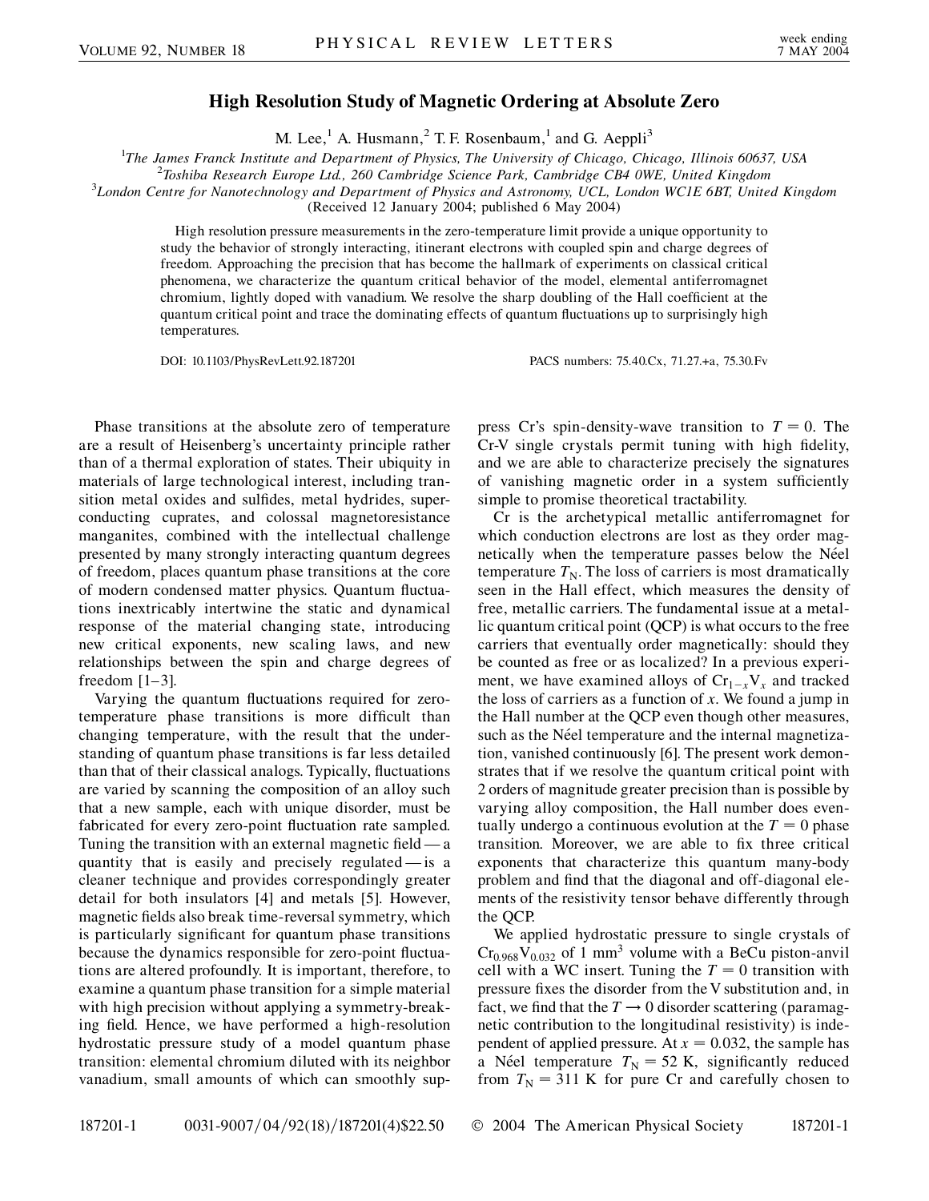# High Resolution Study of Magnetic Ordering at Absolute Zero

M. Lee,[1] A. Husmann,[2] T. F. Rosenbaum,[1] and G. Aeppli[3]

[1]*The James Franck Institute and Department of Physics, The University of Chicago, Chicago, Illinois 60637, USA*
[2]*Toshiba Research Europe Ltd., 260 Cambridge Science Park, Cambridge CB4 0WE, United Kingdom*
[3]*London Centre for Nanotechnology and Department of Physics and Astronomy, UCL, London WC1E 6BT, United Kingdom*
(Received 12 January 2004; published 6 May 2004)

High resolution pressure measurements in the zero-temperature limit provide a unique opportunity to study the behavior of strongly interacting, itinerant electrons with coupled spin and charge degrees of freedom. Approaching the precision that has become the hallmark of experiments on classical critical phenomena, we characterize the quantum critical behavior of the model, elemental antiferromagnet chromium, lightly doped with vanadium. We resolve the sharp doubling of the Hall coefficient at the quantum critical point and trace the dominating effects of quantum fluctuations up to surprisingly high temperatures.

DOI: 10.1103/PhysRevLett.92.187201 PACS numbers: 75.40.Cx, 71.27.+a, 75.30.Fv

Phase transitions at the absolute zero of temperature are a result of Heisenberg's uncertainty principle rather than of a thermal exploration of states. Their ubiquity in materials of large technological interest, including transition metal oxides and sulfides, metal hydrides, superconducting cuprates, and colossal magnetoresistance manganites, combined with the intellectual challenge presented by many strongly interacting quantum degrees of freedom, places quantum phase transitions at the core of modern condensed matter physics. Quantum fluctuations inextricably intertwine the static and dynamical response of the material changing state, introducing new critical exponents, new scaling laws, and new relationships between the spin and charge degrees of freedom [1–3].

Varying the quantum fluctuations required for zero-temperature phase transitions is more difficult than changing temperature, with the result that the understanding of quantum phase transitions is far less detailed than that of their classical analogs. Typically, fluctuations are varied by scanning the composition of an alloy such that a new sample, each with unique disorder, must be fabricated for every zero-point fluctuation rate sampled. Tuning the transition with an external magnetic field — a quantity that is easily and precisely regulated — is a cleaner technique and provides correspondingly greater detail for both insulators [4] and metals [5]. However, magnetic fields also break time-reversal symmetry, which is particularly significant for quantum phase transitions because the dynamics responsible for zero-point fluctuations are altered profoundly. It is important, therefore, to examine a quantum phase transition for a simple material with high precision without applying a symmetry-breaking field. Hence, we have performed a high-resolution hydrostatic pressure study of a model quantum phase transition: elemental chromium diluted with its neighbor vanadium, small amounts of which can smoothly suppress Cr's spin-density-wave transition to $T = 0$. The Cr-V single crystals permit tuning with high fidelity, and we are able to characterize precisely the signatures of vanishing magnetic order in a system sufficiently simple to promise theoretical tractability.

Cr is the archetypical metallic antiferromagnet for which conduction electrons are lost as they order magnetically when the temperature passes below the Néel temperature $T_N$. The loss of carriers is most dramatically seen in the Hall effect, which measures the density of free, metallic carriers. The fundamental issue at a metallic quantum critical point (QCP) is what occurs to the free carriers that eventually order magnetically: should they be counted as free or as localized? In a previous experiment, we have examined alloys of $Cr_{1-x}V_x$ and tracked the loss of carriers as a function of $x$. We found a jump in the Hall number at the QCP even though other measures, such as the Néel temperature and the internal magnetization, vanished continuously [6]. The present work demonstrates that if we resolve the quantum critical point with 2 orders of magnitude greater precision than is possible by varying alloy composition, the Hall number does eventually undergo a continuous evolution at the $T = 0$ phase transition. Moreover, we are able to fix three critical exponents that characterize this quantum many-body problem and find that the diagonal and off-diagonal elements of the resistivity tensor behave differently through the QCP.

We applied hydrostatic pressure to single crystals of $Cr_{0.968}V_{0.032}$ of 1 $mm^3$ volume with a BeCu piston-anvil cell with a WC insert. Tuning the $T = 0$ transition with pressure fixes the disorder from the V substitution and, in fact, we find that the $T \to 0$ disorder scattering (paramagnetic contribution to the longitudinal resistivity) is independent of applied pressure. At $x = 0.032$, the sample has a Néel temperature $T_N = 52$ K, significantly reduced from $T_N = 311$ K for pure Cr and carefully chosen to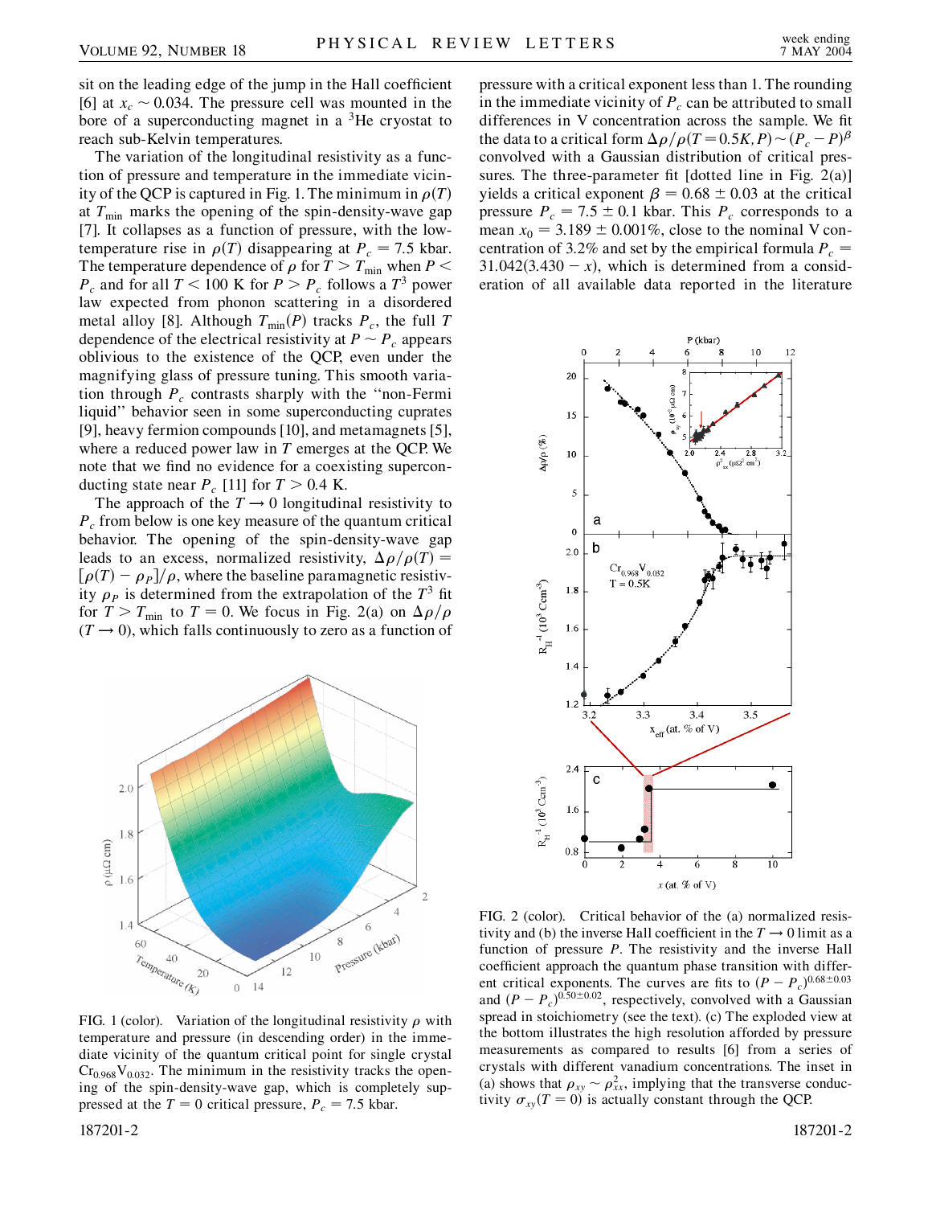sit on the leading edge of the jump in the Hall coefficient [6] at $x_c \sim 0.034$. The pressure cell was mounted in the bore of a superconducting magnet in a $^3$He cryostat to reach sub-Kelvin temperatures.

The variation of the longitudinal resistivity as a function of pressure and temperature in the immediate vicinity of the QCP is captured in Fig. 1. The minimum in $\rho(T)$ at $T_{\min}$ marks the opening of the spin-density-wave gap [7]. It collapses as a function of pressure, with the low-temperature rise in $\rho(T)$ disappearing at $P_c = 7.5$ kbar. The temperature dependence of $\rho$ for $T > T_{\min}$ when $P < P_c$ and for all $T < 100$ K for $P > P_c$ follows a $T^3$ power law expected from phonon scattering in a disordered metal alloy [8]. Although $T_{\min}(P)$ tracks $P_c$, the full $T$ dependence of the electrical resistivity at $P \sim P_c$ appears oblivious to the existence of the QCP, even under the magnifying glass of pressure tuning. This smooth variation through $P_c$ contrasts sharply with the "non-Fermi liquid" behavior seen in some superconducting cuprates [9], heavy fermion compounds [10], and metamagnets [5], where a reduced power law in $T$ emerges at the QCP. We note that we find no evidence for a coexisting superconducting state near $P_c$ [11] for $T > 0.4$ K.

The approach of the $T \rightarrow 0$ longitudinal resistivity to $P_c$ from below is one key measure of the quantum critical behavior. The opening of the spin-density-wave gap leads to an excess, normalized resistivity, $\Delta\rho/\rho(T) = [\rho(T) - \rho_P]/\rho$, where the baseline paramagnetic resistivity $\rho_P$ is determined from the extrapolation of the $T^3$ fit for $T > T_{\min}$ to $T = 0$. We focus in Fig. 2(a) on $\Delta\rho/\rho$ ($T \rightarrow 0$), which falls continuously to zero as a function of pressure with a critical exponent less than 1. The rounding in the immediate vicinity of $P_c$ can be attributed to small differences in V concentration across the sample. We fit the data to a critical form $\Delta\rho/\rho(T = 0.5K, P) \sim (P_c - P)^\beta$ convolved with a Gaussian distribution of critical pressures. The three-parameter fit [dotted line in Fig. 2(a)] yields a critical exponent $\beta = 0.68 \pm 0.03$ at the critical pressure $P_c = 7.5 \pm 0.1$ kbar. This $P_c$ corresponds to a mean $x_0 = 3.189 \pm 0.001\%$, close to the nominal V concentration of 3.2% and set by the empirical formula $P_c = 31.042(3.430 - x)$, which is determined from a consideration of all available data reported in the literature

FIG. 1 (color). Variation of the longitudinal resistivity $\rho$ with temperature and pressure (in descending order) in the immediate vicinity of the quantum critical point for single crystal $Cr_{0.968}V_{0.032}$. The minimum in the resistivity tracks the opening of the spin-density-wave gap, which is completely suppressed at the $T = 0$ critical pressure, $P_c = 7.5$ kbar.

FIG. 2 (color). Critical behavior of the (a) normalized resistivity and (b) the inverse Hall coefficient in the $T \rightarrow 0$ limit as a function of pressure $P$. The resistivity and the inverse Hall coefficient approach the quantum phase transition with different critical exponents. The curves are fits to $(P - P_c)^{0.68\pm0.03}$ and $(P - P_c)^{0.50\pm0.02}$, respectively, convolved with a Gaussian spread in stoichiometry (see the text). (c) The exploded view at the bottom illustrates the high resolution afforded by pressure measurements as compared to results [6] from a series of crystals with different vanadium concentrations. The inset in (a) shows that $\rho_{xy} \sim \rho_{xx}^2$, implying that the transverse conductivity $\sigma_{xy}(T = 0)$ is actually constant through the QCP.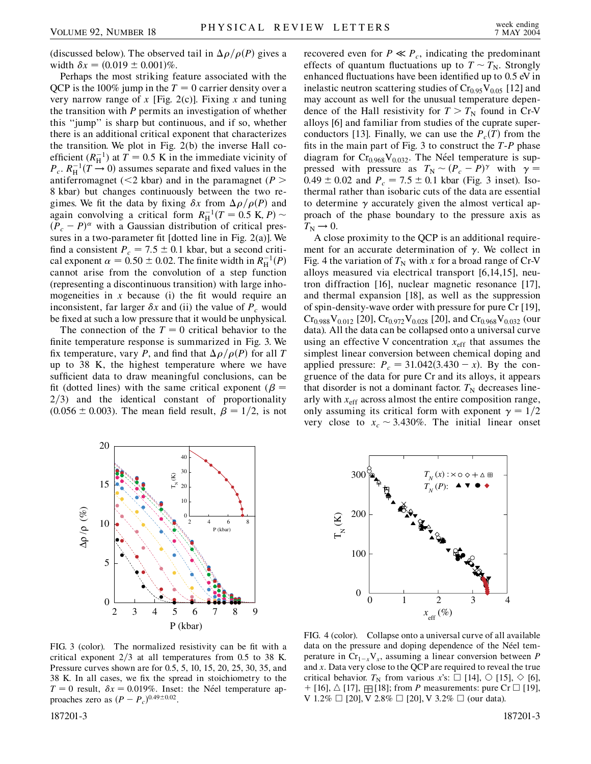(discussed below). The observed tail in $\Delta\rho/\rho(P)$ gives a width $\delta x = (0.019 \pm 0.001)\%$.

Perhaps the most striking feature associated with the QCP is the 100% jump in the $T = 0$ carrier density over a very narrow range of $x$ [Fig. 2(c)]. Fixing $x$ and tuning the transition with $P$ permits an investigation of whether this "jump" is sharp but continuous, and if so, whether there is an additional critical exponent that characterizes the transition. We plot in Fig. 2(b) the inverse Hall coefficient ($R_H^{-1}$) at $T = 0.5$ K in the immediate vicinity of $P_c$. $R_H^{-1}(T \to 0)$ assumes separate and fixed values in the antiferromagnet (<2 kbar) and in the paramagnet ($P >$ 8 kbar) but changes continuously between the two regimes. We fit the data by fixing $\delta x$ from $\Delta\rho/\rho(P)$ and again convolving a critical form $R_H^{-1}(T = 0.5\text{ K}, P) \sim (P_c - P)^\alpha$ with a Gaussian distribution of critical pressures in a two-parameter fit [dotted line in Fig. 2(a)]. We find a consistent $P_c = 7.5 \pm 0.1$ kbar, but a second critical exponent $\alpha = 0.50 \pm 0.02$. The finite width in $R_H^{-1}(P)$ cannot arise from the convolution of a step function (representing a discontinuous transition) with large inhomogeneities in $x$ because (i) the fit would require an inconsistent, far larger $\delta x$ and (ii) the value of $P_c$ would be fixed at such a low pressure that it would be unphysical.

The connection of the $T = 0$ critical behavior to the finite temperature response is summarized in Fig. 3. We fix temperature, vary $P$, and find that $\Delta\rho/\rho(P)$ for all $T$ up to 38 K, the highest temperature where we have sufficient data to draw meaningful conclusions, can be fit (dotted lines) with the same critical exponent ($\beta = 2/3$) and the identical constant of proportionality ($0.056 \pm 0.003$). The mean field result, $\beta = 1/2$, is not recovered even for $P \ll P_c$, indicating the predominant effects of quantum fluctuations up to $T \sim T_N$. Strongly enhanced fluctuations have been identified up to 0.5 eV in inelastic neutron scattering studies of $Cr_{0.95}V_{0.05}$ [12] and may account as well for the unusual temperature dependence of the Hall resistivity for $T > T_N$ found in Cr-V alloys [6] and familiar from studies of the cuprate superconductors [13]. Finally, we can use the $P_c(T)$ from the fits in the main part of Fig. 3 to construct the $T$-$P$ phase diagram for $Cr_{0.968}V_{0.032}$. The Néel temperature is suppressed with pressure as $T_N \sim (P_c - P)^\gamma$ with $\gamma = 0.49 \pm 0.02$ and $P_c = 7.5 \pm 0.1$ kbar (Fig. 3 inset). Isothermal rather than isobaric cuts of the data are essential to determine $\gamma$ accurately given the almost vertical approach of the phase boundary to the pressure axis as $T_N \to 0$.

A close proximity to the QCP is an additional requirement for an accurate determination of $\gamma$. We collect in Fig. 4 the variation of $T_N$ with $x$ for a broad range of Cr-V alloys measured via electrical transport [6,14,15], neutron diffraction [16], nuclear magnetic resonance [17], and thermal expansion [18], as well as the suppression of spin-density-wave order with pressure for pure Cr [19], $Cr_{0.988}V_{0.012}$ [20], $Cr_{0.972}V_{0.028}$ [20], and $Cr_{0.968}V_{0.032}$ (our data). All the data can be collapsed onto a universal curve using an effective V concentration $x_{\text{eff}}$ that assumes the simplest linear conversion between chemical doping and applied pressure: $P_c = 31.042(3.430 - x)$. By the congruence of the data for pure Cr and its alloys, it appears that disorder is not a dominant factor. $T_N$ decreases linearly with $x_{\text{eff}}$ across almost the entire composition range, only assuming its critical form with exponent $\gamma = 1/2$ very close to $x_c \sim 3.430\%$. The initial linear onset

FIG. 3 (color). The normalized resistivity can be fit with a critical exponent 2/3 at all temperatures from 0.5 to 38 K. Pressure curves shown are for 0.5, 5, 10, 15, 20, 25, 30, 35, and 38 K. In all cases, we fix the spread in stoichiometry to the $T = 0$ result, $\delta x = 0.019\%$. Inset: the Néel temperature approaches zero as $(P - P_c)^{0.49 \pm 0.02}$.

FIG. 4 (color). Collapse onto a universal curve of all available data on the pressure and doping dependence of the Néel temperature in $Cr_{1-x}V_x$, assuming a linear conversion between $P$ and $x$. Data very close to the QCP are required to reveal the true critical behavior. $T_N$ from various $x$'s: □ [14], ○ [15], ◇ [6], + [16], △ [17], ⊞ [18]; from $P$ measurements: pure Cr □ [19], V 1.2% □ [20], V 2.8% □ [20], V 3.2% □ (our data).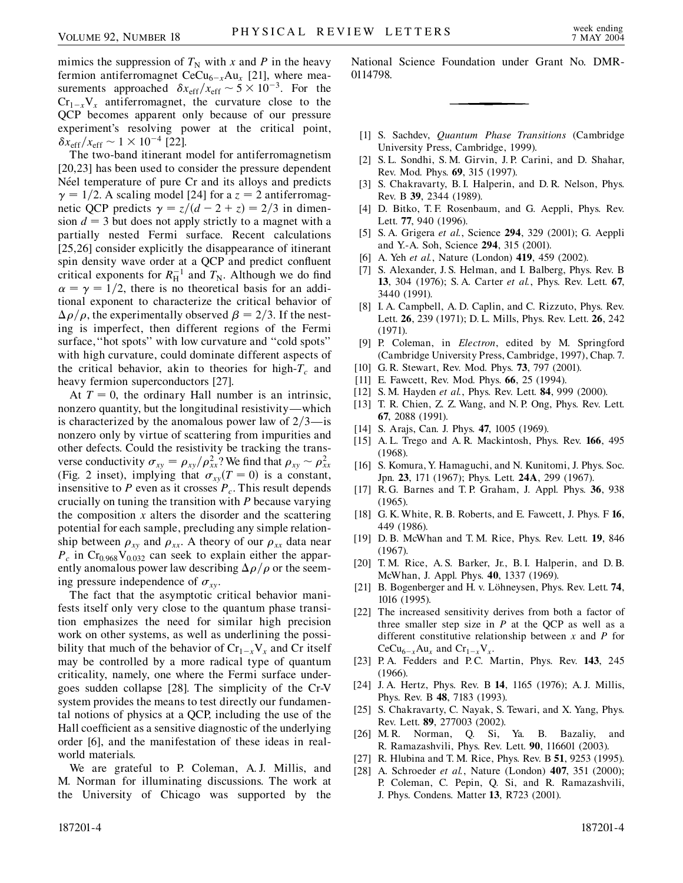mimics the suppression of $T_N$ with $x$ and $P$ in the heavy fermion antiferromagnet $CeCu_{6-x}Au_x$ [21], where measurements approached $\delta x_{eff}/x_{eff} \sim 5 \times 10^{-3}$. For the $Cr_{1-x}V_x$ antiferromagnet, the curvature close to the QCP becomes apparent only because of our pressure experiment's resolving power at the critical point, $\delta x_{eff}/x_{eff} \sim 1 \times 10^{-4}$ [22].

The two-band itinerant model for antiferromagnetism [20,23] has been used to consider the pressure dependent Néel temperature of pure Cr and its alloys and predicts $\gamma = 1/2$. A scaling model [24] for a $z = 2$ antiferromagnetic QCP predicts $\gamma = z/(d - 2 + z) = 2/3$ in dimension $d = 3$ but does not apply strictly to a magnet with a partially nested Fermi surface. Recent calculations [25,26] consider explicitly the disappearance of itinerant spin density wave order at a QCP and predict confluent critical exponents for $R_H^{-1}$ and $T_N$. Although we do find $\alpha = \gamma = 1/2$, there is no theoretical basis for an additional exponent to characterize the critical behavior of $\Delta\rho/\rho$, the experimentally observed $\beta = 2/3$. If the nesting is imperfect, then different regions of the Fermi surface, "hot spots" with low curvature and "cold spots" with high curvature, could dominate different aspects of the critical behavior, akin to theories for high-$T_c$ and heavy fermion superconductors [27].

At $T = 0$, the ordinary Hall number is an intrinsic, nonzero quantity, but the longitudinal resistivity—which is characterized by the anomalous power law of 2/3—is nonzero only by virtue of scattering from impurities and other defects. Could the resistivity be tracking the transverse conductivity $\sigma_{xy} = \rho_{xy}/\rho_{xx}^2$? We find that $\rho_{xy} \sim \rho_{xx}^2$ (Fig. 2 inset), implying that $\sigma_{xy}(T = 0)$ is a constant, insensitive to $P$ even as it crosses $P_c$. This result depends crucially on tuning the transition with $P$ because varying the composition $x$ alters the disorder and the scattering potential for each sample, precluding any simple relationship between $\rho_{xy}$ and $\rho_{xx}$. A theory of our $\rho_{xx}$ data near $P_c$ in $Cr_{0.968}V_{0.032}$ can seek to explain either the apparently anomalous power law describing $\Delta\rho/\rho$ or the seeming pressure independence of $\sigma_{xy}$.

The fact that the asymptotic critical behavior manifests itself only very close to the quantum phase transition emphasizes the need for similar high precision work on other systems, as well as underlining the possibility that much of the behavior of $Cr_{1-x}V_x$ and Cr itself may be controlled by a more radical type of quantum criticality, namely, one where the Fermi surface undergoes sudden collapse [28]. The simplicity of the Cr-V system provides the means to test directly our fundamental notions of physics at a QCP, including the use of the Hall coefficient as a sensitive diagnostic of the underlying order [6], and the manifestation of these ideas in real-world materials.

We are grateful to P. Coleman, A. J. Millis, and M. Norman for illuminating discussions. The work at the University of Chicago was supported by the National Science Foundation under Grant No. DMR-0114798.

---

[1] S. Sachdev, *Quantum Phase Transitions* (Cambridge University Press, Cambridge, 1999).
[2] S. L. Sondhi, S. M. Girvin, J. P. Carini, and D. Shahar, Rev. Mod. Phys. **69**, 315 (1997).
[3] S. Chakravarty, B. I. Halperin, and D. R. Nelson, Phys. Rev. B **39**, 2344 (1989).
[4] D. Bitko, T. F. Rosenbaum, and G. Aeppli, Phys. Rev. Lett. **77**, 940 (1996).
[5] S. A. Grigera *et al.*, Science **294**, 329 (2001); G. Aeppli and Y.-A. Soh, Science **294**, 315 (2001).
[6] A. Yeh *et al.*, Nature (London) **419**, 459 (2002).
[7] S. Alexander, J. S. Helman, and I. Balberg, Phys. Rev. B **13**, 304 (1976); S. A. Carter *et al.*, Phys. Rev. Lett. **67**, 3440 (1991).
[8] I. A. Campbell, A. D. Caplin, and C. Rizzuto, Phys. Rev. Lett. **26**, 239 (1971); D. L. Mills, Phys. Rev. Lett. **26**, 242 (1971).
[9] P. Coleman, in *Electron*, edited by M. Springford (Cambridge University Press, Cambridge, 1997), Chap. 7.
[10] G. R. Stewart, Rev. Mod. Phys. **73**, 797 (2001).
[11] E. Fawcett, Rev. Mod. Phys. **66**, 25 (1994).
[12] S. M. Hayden *et al.*, Phys. Rev. Lett. **84**, 999 (2000).
[13] T. R. Chien, Z. Z. Wang, and N. P. Ong, Phys. Rev. Lett. **67**, 2088 (1991).
[14] S. Arajs, Can. J. Phys. **47**, 1005 (1969).
[15] A. L. Trego and A. R. Mackintosh, Phys. Rev. **166**, 495 (1968).
[16] S. Komura, Y. Hamaguchi, and N. Kunitomi, J. Phys. Soc. Jpn. **23**, 171 (1967); Phys. Lett. **24A**, 299 (1967).
[17] R. G. Barnes and T. P. Graham, J. Appl. Phys. **36**, 938 (1965).
[18] G. K. White, R. B. Roberts, and E. Fawcett, J. Phys. F **16**, 449 (1986).
[19] D. B. McWhan and T. M. Rice, Phys. Rev. Lett. **19**, 846 (1967).
[20] T. M. Rice, A. S. Barker, Jr., B. I. Halperin, and D. B. McWhan, J. Appl. Phys. **40**, 1337 (1969).
[21] B. Bogenberger and H. v. Löhneysen, Phys. Rev. Lett. **74**, 1016 (1995).
[22] The increased sensitivity derives from both a factor of three smaller step size in $P$ at the QCP as well as a different constitutive relationship between $x$ and $P$ for $CeCu_{6-x}Au_x$ and $Cr_{1-x}V_x$.
[23] P. A. Fedders and P. C. Martin, Phys. Rev. **143**, 245 (1966).
[24] J. A. Hertz, Phys. Rev. B **14**, 1165 (1976); A. J. Millis, Phys. Rev. B **48**, 7183 (1993).
[25] S. Chakravarty, C. Nayak, S. Tewari, and X. Yang, Phys. Rev. Lett. **89**, 277003 (2002).
[26] M. R. Norman, Q. Si, Ya. B. Bazaliy, and R. Ramazashvili, Phys. Rev. Lett. **90**, 116601 (2003).
[27] R. Hlubina and T. M. Rice, Phys. Rev. B **51**, 9253 (1995).
[28] A. Schroeder *et al.*, Nature (London) **407**, 351 (2000); P. Coleman, C. Pepin, Q. Si, and R. Ramazashvili, J. Phys. Condens. Matter **13**, R723 (2001).